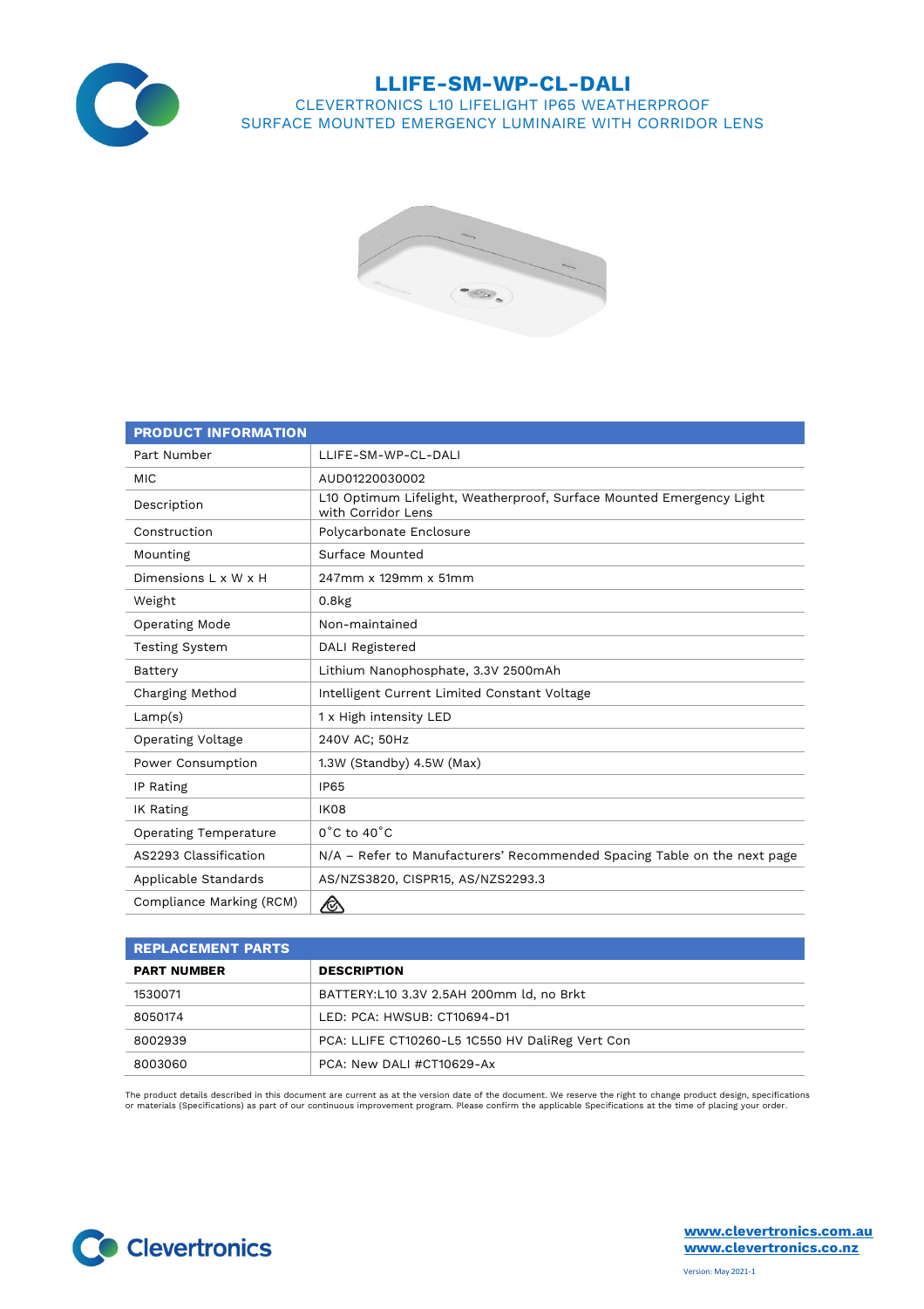# LLIFE-SM-WP-CL-DALI

CLEVERTRONICS L10 LIFELIGHT IP65 WEATHERPROOF
SURFACE MOUNTED EMERGENCY LUMINAIRE WITH CORRIDOR LENS

| PRODUCT INFORMATION | |
|---|---|
| Part Number | LLIFE-SM-WP-CL-DALI |
| MIC | AUD01220030002 |
| Description | L10 Optimum Lifelight, Weatherproof, Surface Mounted Emergency Light with Corridor Lens |
| Construction | Polycarbonate Enclosure |
| Mounting | Surface Mounted |
| Dimensions L x W x H | 247mm x 129mm x 51mm |
| Weight | 0.8kg |
| Operating Mode | Non-maintained |
| Testing System | DALI Registered |
| Battery | Lithium Nanophosphate, 3.3V 2500mAh |
| Charging Method | Intelligent Current Limited Constant Voltage |
| Lamp(s) | 1 x High intensity LED |
| Operating Voltage | 240V AC; 50Hz |
| Power Consumption | 1.3W (Standby) 4.5W (Max) |
| IP Rating | IP65 |
| IK Rating | IK08 |
| Operating Temperature | 0˚C to 40˚C |
| AS2293 Classification | N/A – Refer to Manufacturers' Recommended Spacing Table on the next page |
| Applicable Standards | AS/NZS3820, CISPR15, AS/NZS2293.3 |
| Compliance Marking (RCM) | |

| REPLACEMENT PARTS | |
|---|---|
| **PART NUMBER** | **DESCRIPTION** |
| 1530071 | BATTERY:L10 3.3V 2.5AH 200mm ld, no Brkt |
| 8050174 | LED: PCA: HWSUB: CT10694-D1 |
| 8002939 | PCA: LLIFE CT10260-L5 1C550 HV DaliReg Vert Con |
| 8003060 | PCA: New DALI #CT10629-Ax |

The product details described in this document are current as at the version date of the document. We reserve the right to change product design, specifications or materials (Specifications) as part of our continuous improvement program. Please confirm the applicable Specifications at the time of placing your order.

Clevertronics

www.clevertronics.com.au
www.clevertronics.co.nz

Version: May 2021-1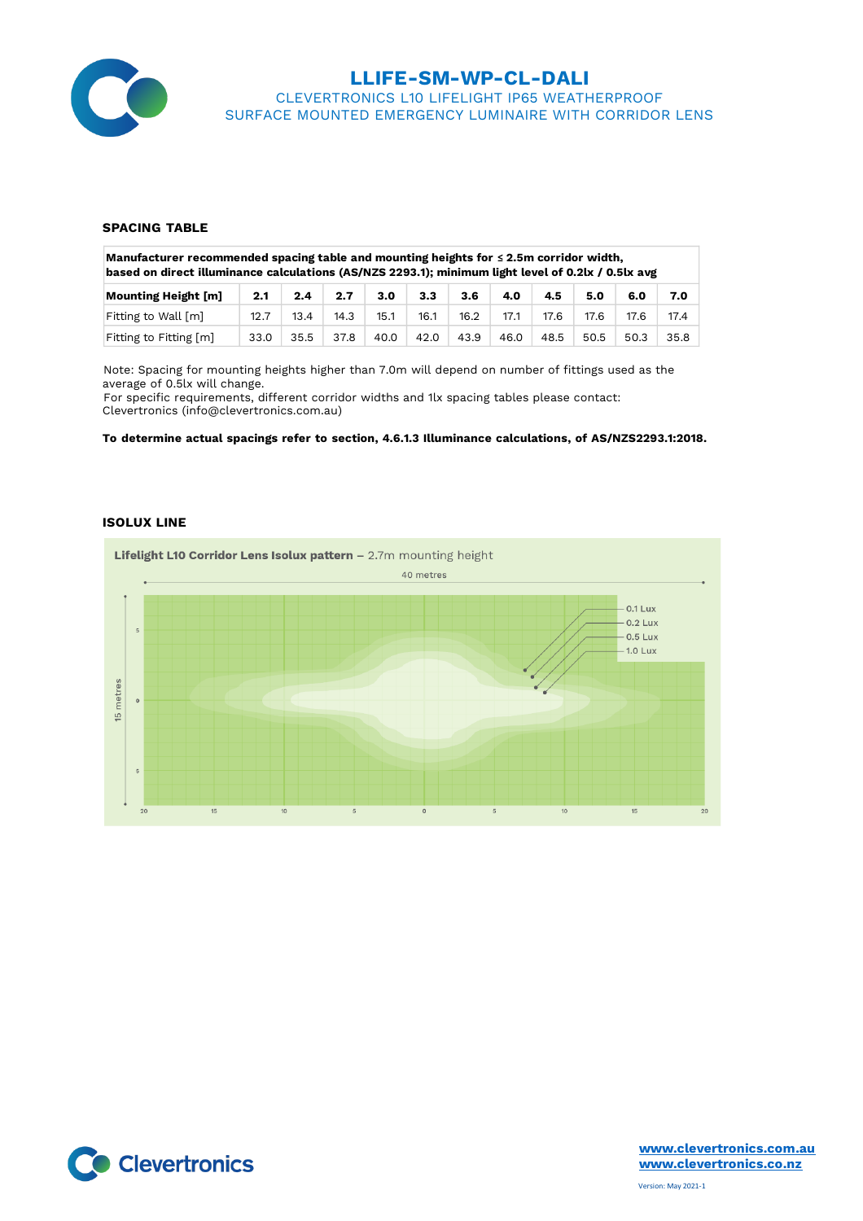# LLIFE-SM-WP-CL-DALI

CLEVERTRONICS L10 LIFELIGHT IP65 WEATHERPROOF
SURFACE MOUNTED EMERGENCY LUMINAIRE WITH CORRIDOR LENS

## SPACING TABLE

**Manufacturer recommended spacing table and mounting heights for ≤ 2.5m corridor width, based on direct illuminance calculations (AS/NZS 2293.1); minimum light level of 0.2lx / 0.5lx avg**

| **Mounting Height [m]** | **2.1** | **2.4** | **2.7** | **3.0** | **3.3** | **3.6** | **4.0** | **4.5** | **5.0** | **6.0** | **7.0** |
|---|---|---|---|---|---|---|---|---|---|---|---|
| Fitting to Wall [m] | 12.7 | 13.4 | 14.3 | 15.1 | 16.1 | 16.2 | 17.1 | 17.6 | 17.6 | 17.6 | 17.4 |
| Fitting to Fitting [m] | 33.0 | 35.5 | 37.8 | 40.0 | 42.0 | 43.9 | 46.0 | 48.5 | 50.5 | 50.3 | 35.8 |

Note: Spacing for mounting heights higher than 7.0m will depend on number of fittings used as the average of 0.5lx will change.
For specific requirements, different corridor widths and 1lx spacing tables please contact:
Clevertronics (info@clevertronics.com.au)

**To determine actual spacings refer to section, 4.6.1.3 Illuminance calculations, of AS/NZS2293.1:2018.**

## ISOLUX LINE

**Lifelight L10 Corridor Lens Isolux pattern** – 2.7m mounting height

40 metres

15 metres

0.1 Lux
0.2 Lux
0.5 Lux
1.0 Lux

5
0
5

20 15 10 5 0 5 10 15 20

www.clevertronics.com.au
www.clevertronics.co.nz

Version: May 2021-1